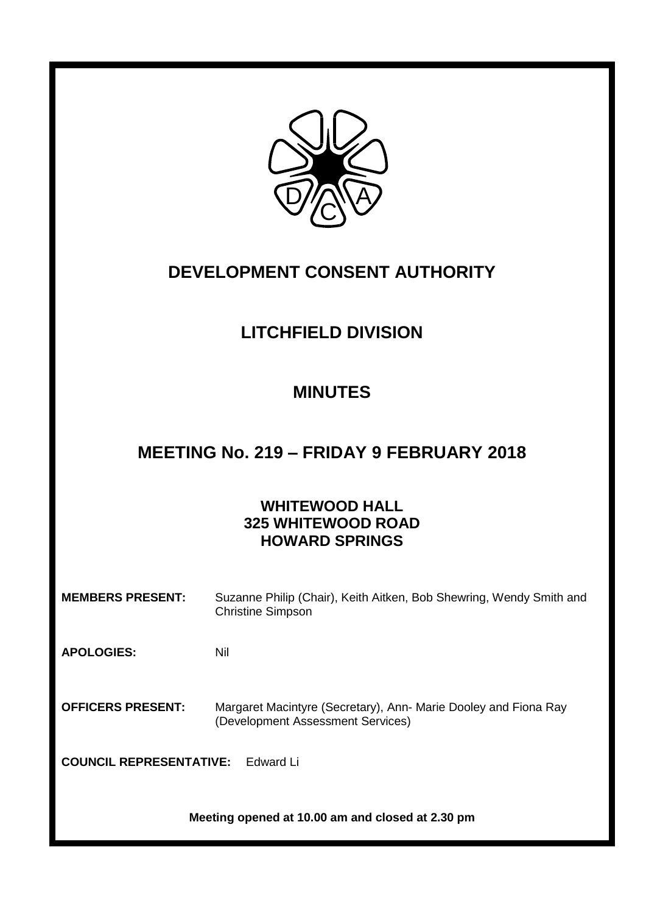# DEVELOPMENT CONSENT AUTHORITY

## LITCHFIELD DIVISION

## MINUTES

## MEETING No. 219 – FRIDAY 9 FEBRUARY 2018

### WHITEWOOD HALL
### 325 WHITEWOOD ROAD
### HOWARD SPRINGS

**MEMBERS PRESENT:** Suzanne Philip (Chair), Keith Aitken, Bob Shewring, Wendy Smith and Christine Simpson

**APOLOGIES:** Nil

**OFFICERS PRESENT:** Margaret Macintyre (Secretary), Ann- Marie Dooley and Fiona Ray (Development Assessment Services)

**COUNCIL REPRESENTATIVE:** Edward Li

**Meeting opened at 10.00 am and closed at 2.30 pm**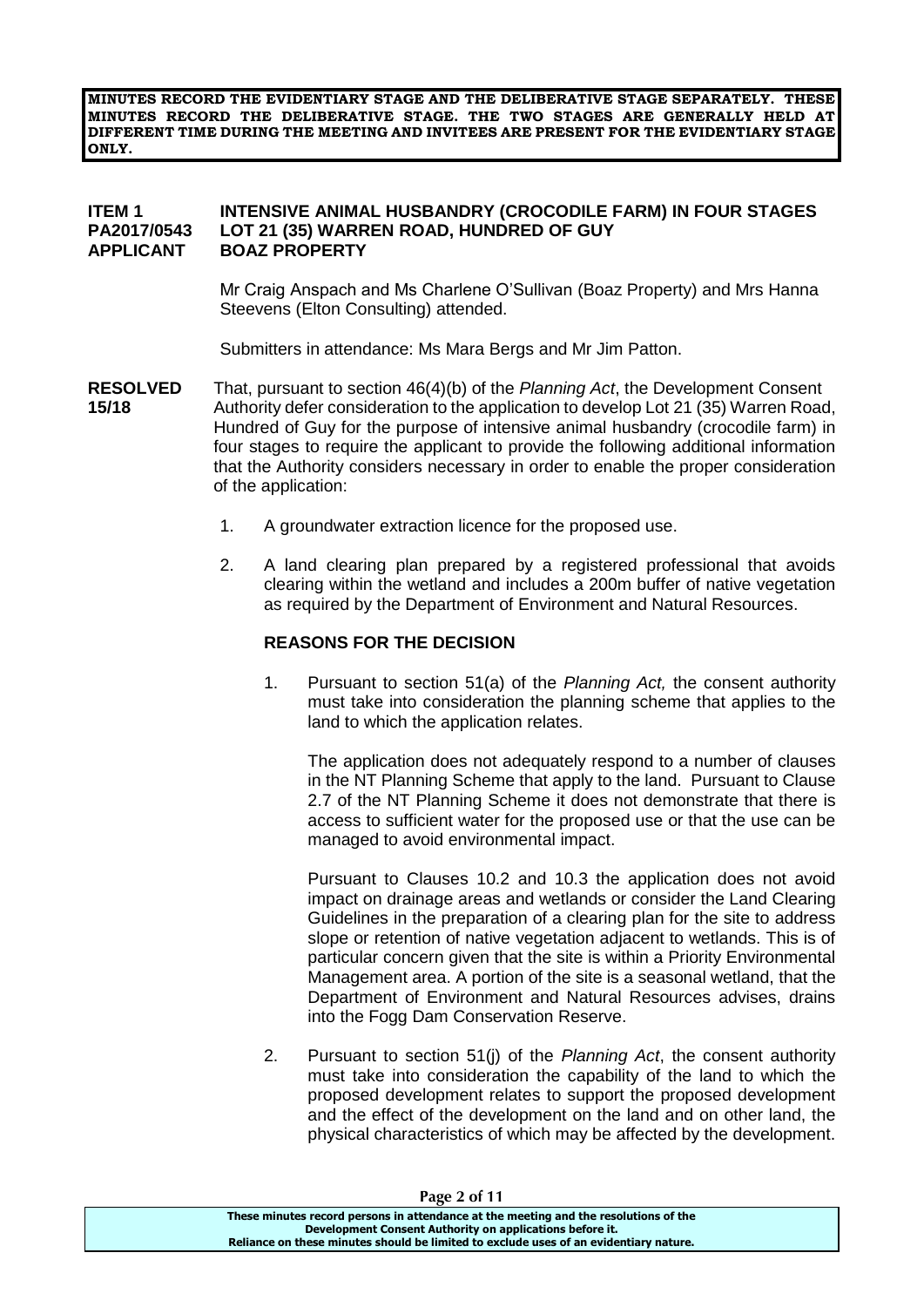**MINUTES RECORD THE EVIDENTIARY STAGE AND THE DELIBERATIVE STAGE SEPARATELY. THESE MINUTES RECORD THE DELIBERATIVE STAGE. THE TWO STAGES ARE GENERALLY HELD AT DIFFERENT TIME DURING THE MEETING AND INVITEES ARE PRESENT FOR THE EVIDENTIARY STAGE ONLY.**

**ITEM 1 INTENSIVE ANIMAL HUSBANDRY (CROCODILE FARM) IN FOUR STAGES**
**PA2017/0543 LOT 21 (35) WARREN ROAD, HUNDRED OF GUY**
**APPLICANT BOAZ PROPERTY**

Mr Craig Anspach and Ms Charlene O'Sullivan (Boaz Property) and Mrs Hanna Steevens (Elton Consulting) attended.

Submitters in attendance: Ms Mara Bergs and Mr Jim Patton.

**RESOLVED 15/18**

That, pursuant to section 46(4)(b) of the *Planning Act*, the Development Consent Authority defer consideration to the application to develop Lot 21 (35) Warren Road, Hundred of Guy for the purpose of intensive animal husbandry (crocodile farm) in four stages to require the applicant to provide the following additional information that the Authority considers necessary in order to enable the proper consideration of the application:

1. A groundwater extraction licence for the proposed use.

2. A land clearing plan prepared by a registered professional that avoids clearing within the wetland and includes a 200m buffer of native vegetation as required by the Department of Environment and Natural Resources.

**REASONS FOR THE DECISION**

1. Pursuant to section 51(a) of the *Planning Act,* the consent authority must take into consideration the planning scheme that applies to the land to which the application relates.

   The application does not adequately respond to a number of clauses in the NT Planning Scheme that apply to the land. Pursuant to Clause 2.7 of the NT Planning Scheme it does not demonstrate that there is access to sufficient water for the proposed use or that the use can be managed to avoid environmental impact.

   Pursuant to Clauses 10.2 and 10.3 the application does not avoid impact on drainage areas and wetlands or consider the Land Clearing Guidelines in the preparation of a clearing plan for the site to address slope or retention of native vegetation adjacent to wetlands. This is of particular concern given that the site is within a Priority Environmental Management area. A portion of the site is a seasonal wetland, that the Department of Environment and Natural Resources advises, drains into the Fogg Dam Conservation Reserve.

2. Pursuant to section 51(j) of the *Planning Act*, the consent authority must take into consideration the capability of the land to which the proposed development relates to support the proposed development and the effect of the development on the land and on other land, the physical characteristics of which may be affected by the development.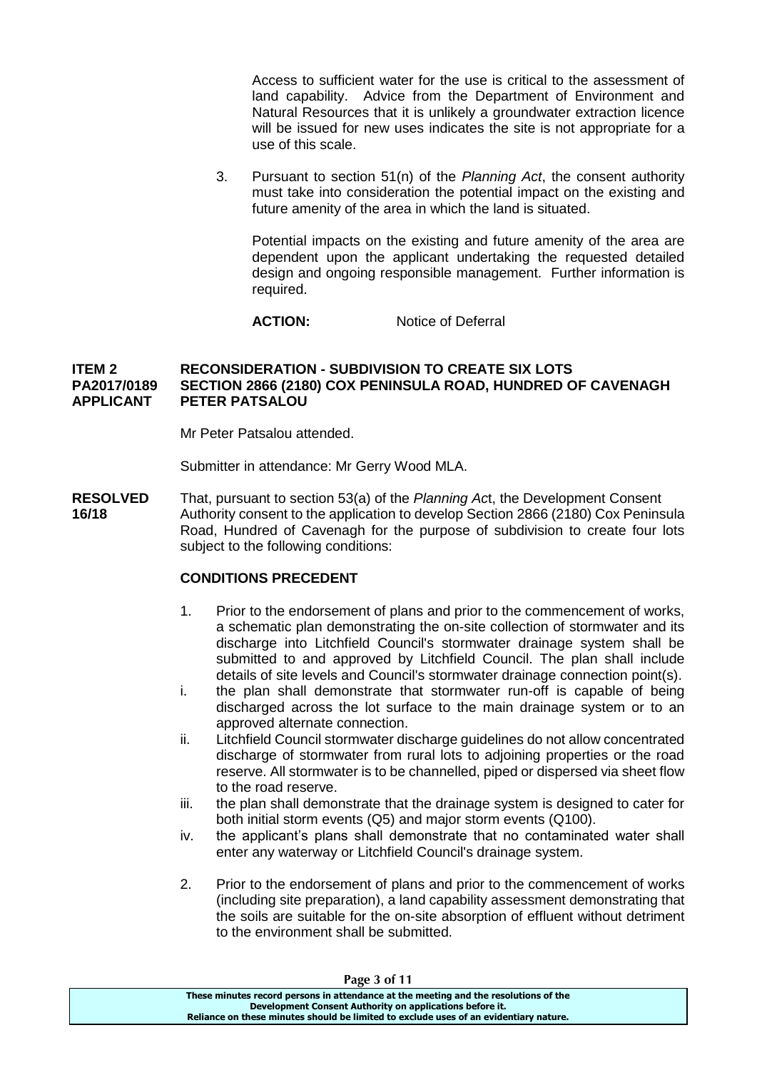Access to sufficient water for the use is critical to the assessment of land capability. Advice from the Department of Environment and Natural Resources that it is unlikely a groundwater extraction licence will be issued for new uses indicates the site is not appropriate for a use of this scale.

3. Pursuant to section 51(n) of the *Planning Act*, the consent authority must take into consideration the potential impact on the existing and future amenity of the area in which the land is situated.

   Potential impacts on the existing and future amenity of the area are dependent upon the applicant undertaking the requested detailed design and ongoing responsible management. Further information is required.

   **ACTION:** Notice of Deferral

**ITEM 2 — RECONSIDERATION - SUBDIVISION TO CREATE SIX LOTS**
**PA2017/0189 — SECTION 2866 (2180) COX PENINSULA ROAD, HUNDRED OF CAVENAGH**
**APPLICANT — PETER PATSALOU**

Mr Peter Patsalou attended.

Submitter in attendance: Mr Gerry Wood MLA.

**RESOLVED 16/18** That, pursuant to section 53(a) of the *Planning Ac*t, the Development Consent Authority consent to the application to develop Section 2866 (2180) Cox Peninsula Road, Hundred of Cavenagh for the purpose of subdivision to create four lots subject to the following conditions:

**CONDITIONS PRECEDENT**

1. Prior to the endorsement of plans and prior to the commencement of works, a schematic plan demonstrating the on-site collection of stormwater and its discharge into Litchfield Council's stormwater drainage system shall be submitted to and approved by Litchfield Council. The plan shall include details of site levels and Council's stormwater drainage connection point(s).

   i. the plan shall demonstrate that stormwater run-off is capable of being discharged across the lot surface to the main drainage system or to an approved alternate connection.

   ii. Litchfield Council stormwater discharge guidelines do not allow concentrated discharge of stormwater from rural lots to adjoining properties or the road reserve. All stormwater is to be channelled, piped or dispersed via sheet flow to the road reserve.

   iii. the plan shall demonstrate that the drainage system is designed to cater for both initial storm events (Q5) and major storm events (Q100).

   iv. the applicant's plans shall demonstrate that no contaminated water shall enter any waterway or Litchfield Council's drainage system.

2. Prior to the endorsement of plans and prior to the commencement of works (including site preparation), a land capability assessment demonstrating that the soils are suitable for the on-site absorption of effluent without detriment to the environment shall be submitted.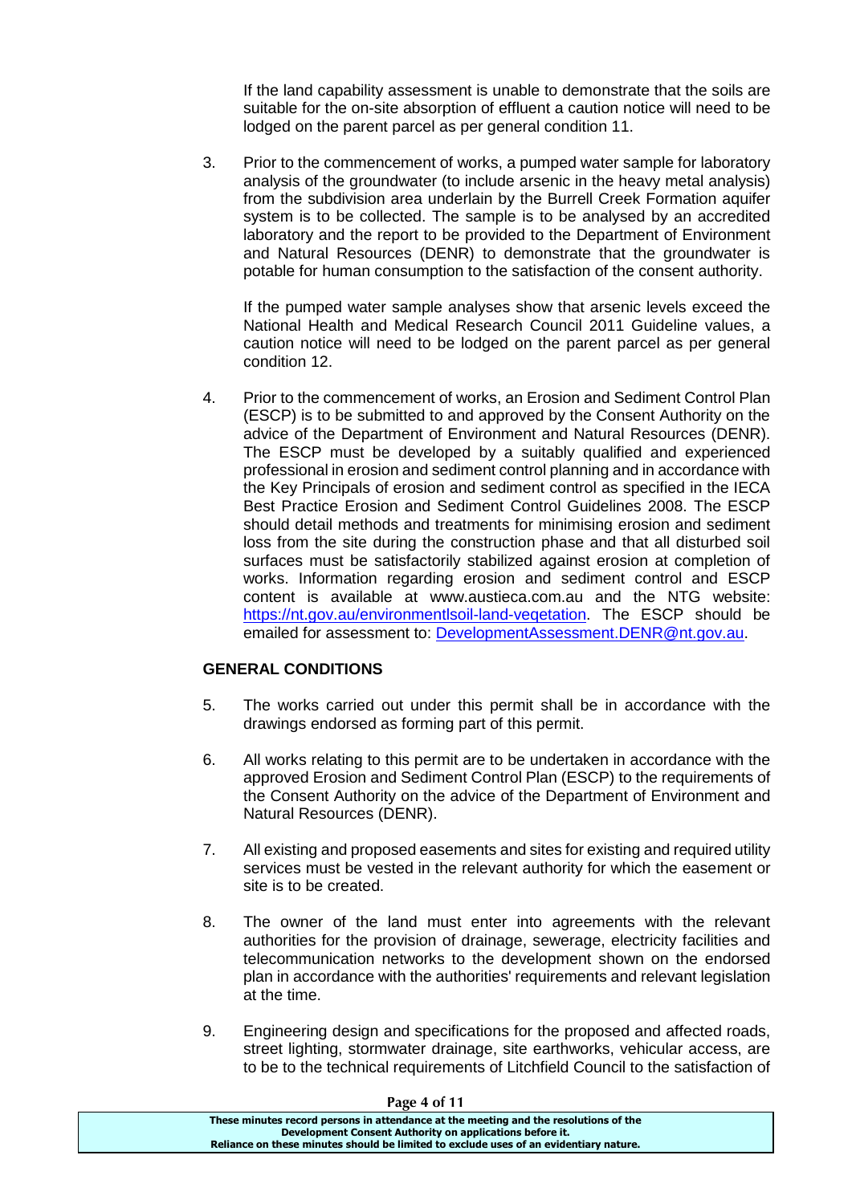If the land capability assessment is unable to demonstrate that the soils are suitable for the on-site absorption of effluent a caution notice will need to be lodged on the parent parcel as per general condition 11.

3. Prior to the commencement of works, a pumped water sample for laboratory analysis of the groundwater (to include arsenic in the heavy metal analysis) from the subdivision area underlain by the Burrell Creek Formation aquifer system is to be collected. The sample is to be analysed by an accredited laboratory and the report to be provided to the Department of Environment and Natural Resources (DENR) to demonstrate that the groundwater is potable for human consumption to the satisfaction of the consent authority.

   If the pumped water sample analyses show that arsenic levels exceed the National Health and Medical Research Council 2011 Guideline values, a caution notice will need to be lodged on the parent parcel as per general condition 12.

4. Prior to the commencement of works, an Erosion and Sediment Control Plan (ESCP) is to be submitted to and approved by the Consent Authority on the advice of the Department of Environment and Natural Resources (DENR). The ESCP must be developed by a suitably qualified and experienced professional in erosion and sediment control planning and in accordance with the Key Principals of erosion and sediment control as specified in the IECA Best Practice Erosion and Sediment Control Guidelines 2008. The ESCP should detail methods and treatments for minimising erosion and sediment loss from the site during the construction phase and that all disturbed soil surfaces must be satisfactorily stabilized against erosion at completion of works. Information regarding erosion and sediment control and ESCP content is available at www.austieca.com.au and the NTG website: https://nt.gov.au/environmentlsoil-land-vegetation. The ESCP should be emailed for assessment to: DevelopmentAssessment.DENR@nt.gov.au.

**GENERAL CONDITIONS**

5. The works carried out under this permit shall be in accordance with the drawings endorsed as forming part of this permit.

6. All works relating to this permit are to be undertaken in accordance with the approved Erosion and Sediment Control Plan (ESCP) to the requirements of the Consent Authority on the advice of the Department of Environment and Natural Resources (DENR).

7. All existing and proposed easements and sites for existing and required utility services must be vested in the relevant authority for which the easement or site is to be created.

8. The owner of the land must enter into agreements with the relevant authorities for the provision of drainage, sewerage, electricity facilities and telecommunication networks to the development shown on the endorsed plan in accordance with the authorities' requirements and relevant legislation at the time.

9. Engineering design and specifications for the proposed and affected roads, street lighting, stormwater drainage, site earthworks, vehicular access, are to be to the technical requirements of Litchfield Council to the satisfaction of

These minutes record persons in attendance at the meeting and the resolutions of the Development Consent Authority on applications before it.
Reliance on these minutes should be limited to exclude uses of an evidentiary nature.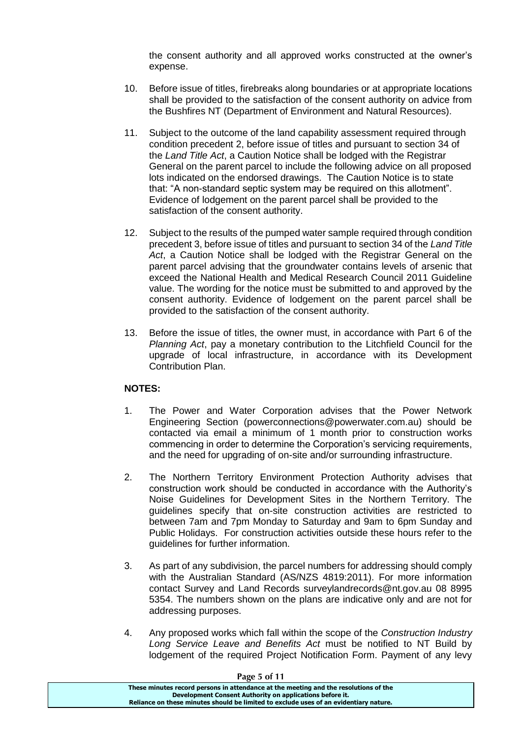the consent authority and all approved works constructed at the owner's expense.

10. Before issue of titles, firebreaks along boundaries or at appropriate locations shall be provided to the satisfaction of the consent authority on advice from the Bushfires NT (Department of Environment and Natural Resources).

11. Subject to the outcome of the land capability assessment required through condition precedent 2, before issue of titles and pursuant to section 34 of the *Land Title Act*, a Caution Notice shall be lodged with the Registrar General on the parent parcel to include the following advice on all proposed lots indicated on the endorsed drawings. The Caution Notice is to state that: "A non-standard septic system may be required on this allotment". Evidence of lodgement on the parent parcel shall be provided to the satisfaction of the consent authority.

12. Subject to the results of the pumped water sample required through condition precedent 3, before issue of titles and pursuant to section 34 of the *Land Title Act*, a Caution Notice shall be lodged with the Registrar General on the parent parcel advising that the groundwater contains levels of arsenic that exceed the National Health and Medical Research Council 2011 Guideline value. The wording for the notice must be submitted to and approved by the consent authority. Evidence of lodgement on the parent parcel shall be provided to the satisfaction of the consent authority.

13. Before the issue of titles, the owner must, in accordance with Part 6 of the *Planning Act*, pay a monetary contribution to the Litchfield Council for the upgrade of local infrastructure, in accordance with its Development Contribution Plan.

**NOTES:**

1. The Power and Water Corporation advises that the Power Network Engineering Section (powerconnections@powerwater.com.au) should be contacted via email a minimum of 1 month prior to construction works commencing in order to determine the Corporation's servicing requirements, and the need for upgrading of on-site and/or surrounding infrastructure.

2. The Northern Territory Environment Protection Authority advises that construction work should be conducted in accordance with the Authority's Noise Guidelines for Development Sites in the Northern Territory. The guidelines specify that on-site construction activities are restricted to between 7am and 7pm Monday to Saturday and 9am to 6pm Sunday and Public Holidays. For construction activities outside these hours refer to the guidelines for further information.

3. As part of any subdivision, the parcel numbers for addressing should comply with the Australian Standard (AS/NZS 4819:2011). For more information contact Survey and Land Records surveylandrecords@nt.gov.au 08 8995 5354. The numbers shown on the plans are indicative only and are not for addressing purposes.

4. Any proposed works which fall within the scope of the *Construction Industry Long Service Leave and Benefits Act* must be notified to NT Build by lodgement of the required Project Notification Form. Payment of any levy

These minutes record persons in attendance at the meeting and the resolutions of the Development Consent Authority on applications before it. Reliance on these minutes should be limited to exclude uses of an evidentiary nature.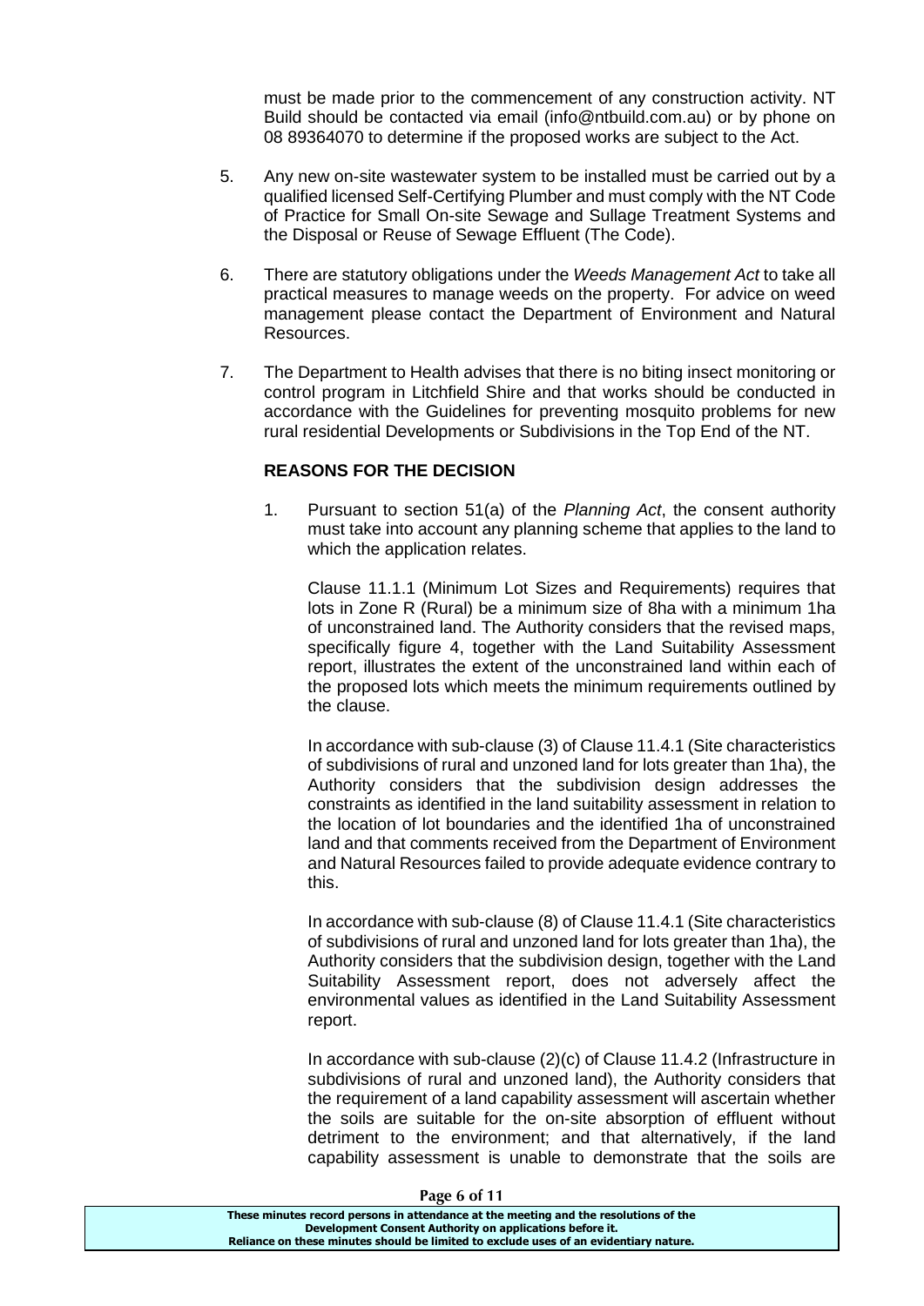must be made prior to the commencement of any construction activity. NT Build should be contacted via email (info@ntbuild.com.au) or by phone on 08 89364070 to determine if the proposed works are subject to the Act.

5. Any new on-site wastewater system to be installed must be carried out by a qualified licensed Self-Certifying Plumber and must comply with the NT Code of Practice for Small On-site Sewage and Sullage Treatment Systems and the Disposal or Reuse of Sewage Effluent (The Code).

6. There are statutory obligations under the *Weeds Management Act* to take all practical measures to manage weeds on the property. For advice on weed management please contact the Department of Environment and Natural Resources.

7. The Department to Health advises that there is no biting insect monitoring or control program in Litchfield Shire and that works should be conducted in accordance with the Guidelines for preventing mosquito problems for new rural residential Developments or Subdivisions in the Top End of the NT.

**REASONS FOR THE DECISION**

1. Pursuant to section 51(a) of the *Planning Act*, the consent authority must take into account any planning scheme that applies to the land to which the application relates.

   Clause 11.1.1 (Minimum Lot Sizes and Requirements) requires that lots in Zone R (Rural) be a minimum size of 8ha with a minimum 1ha of unconstrained land. The Authority considers that the revised maps, specifically figure 4, together with the Land Suitability Assessment report, illustrates the extent of the unconstrained land within each of the proposed lots which meets the minimum requirements outlined by the clause.

   In accordance with sub-clause (3) of Clause 11.4.1 (Site characteristics of subdivisions of rural and unzoned land for lots greater than 1ha), the Authority considers that the subdivision design addresses the constraints as identified in the land suitability assessment in relation to the location of lot boundaries and the identified 1ha of unconstrained land and that comments received from the Department of Environment and Natural Resources failed to provide adequate evidence contrary to this.

   In accordance with sub-clause (8) of Clause 11.4.1 (Site characteristics of subdivisions of rural and unzoned land for lots greater than 1ha), the Authority considers that the subdivision design, together with the Land Suitability Assessment report, does not adversely affect the environmental values as identified in the Land Suitability Assessment report.

   In accordance with sub-clause (2)(c) of Clause 11.4.2 (Infrastructure in subdivisions of rural and unzoned land), the Authority considers that the requirement of a land capability assessment will ascertain whether the soils are suitable for the on-site absorption of effluent without detriment to the environment; and that alternatively, if the land capability assessment is unable to demonstrate that the soils are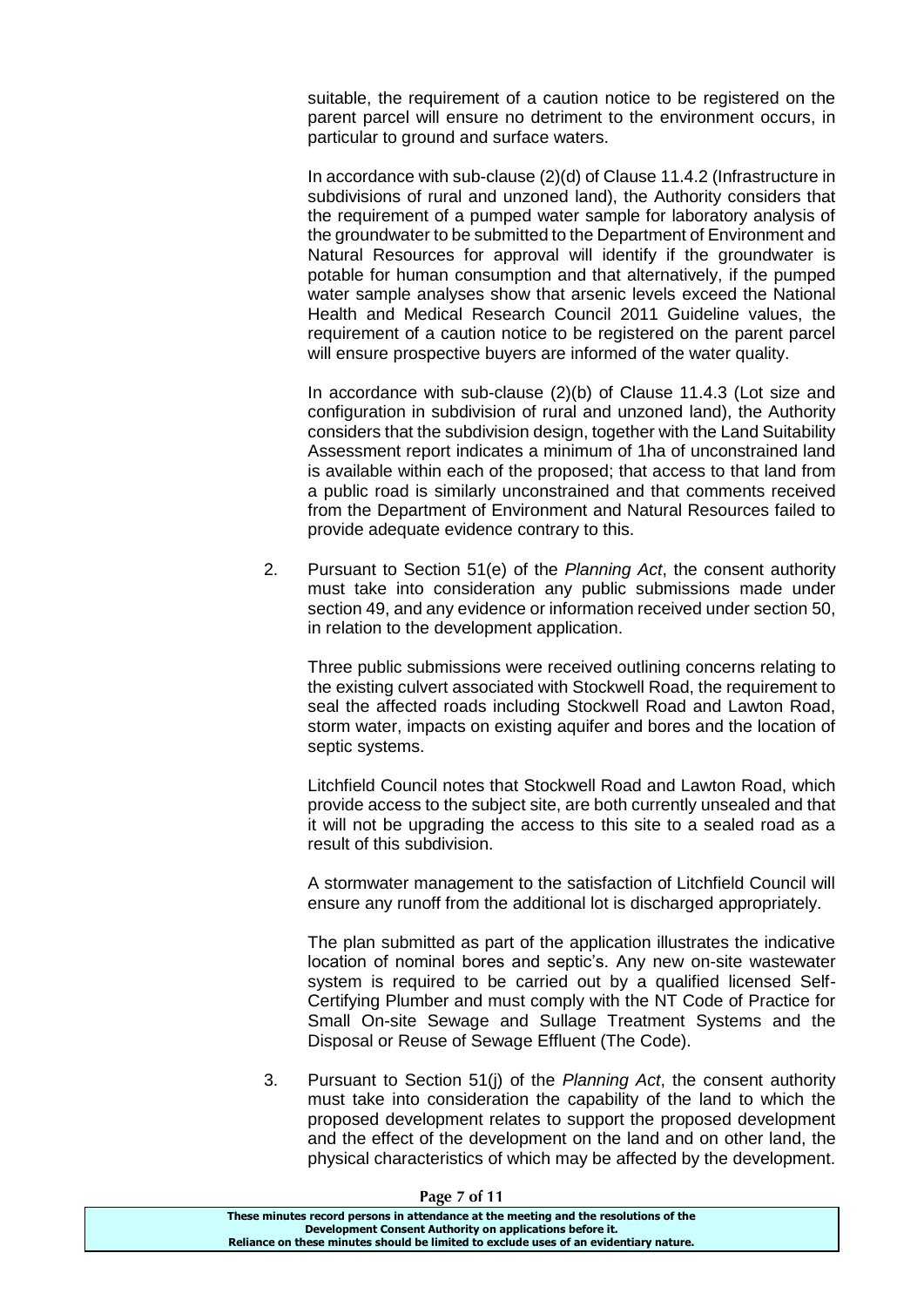suitable, the requirement of a caution notice to be registered on the parent parcel will ensure no detriment to the environment occurs, in particular to ground and surface waters.

In accordance with sub-clause (2)(d) of Clause 11.4.2 (Infrastructure in subdivisions of rural and unzoned land), the Authority considers that the requirement of a pumped water sample for laboratory analysis of the groundwater to be submitted to the Department of Environment and Natural Resources for approval will identify if the groundwater is potable for human consumption and that alternatively, if the pumped water sample analyses show that arsenic levels exceed the National Health and Medical Research Council 2011 Guideline values, the requirement of a caution notice to be registered on the parent parcel will ensure prospective buyers are informed of the water quality.

In accordance with sub-clause (2)(b) of Clause 11.4.3 (Lot size and configuration in subdivision of rural and unzoned land), the Authority considers that the subdivision design, together with the Land Suitability Assessment report indicates a minimum of 1ha of unconstrained land is available within each of the proposed; that access to that land from a public road is similarly unconstrained and that comments received from the Department of Environment and Natural Resources failed to provide adequate evidence contrary to this.

2. Pursuant to Section 51(e) of the *Planning Act*, the consent authority must take into consideration any public submissions made under section 49, and any evidence or information received under section 50, in relation to the development application.

   Three public submissions were received outlining concerns relating to the existing culvert associated with Stockwell Road, the requirement to seal the affected roads including Stockwell Road and Lawton Road, storm water, impacts on existing aquifer and bores and the location of septic systems.

   Litchfield Council notes that Stockwell Road and Lawton Road, which provide access to the subject site, are both currently unsealed and that it will not be upgrading the access to this site to a sealed road as a result of this subdivision.

   A stormwater management to the satisfaction of Litchfield Council will ensure any runoff from the additional lot is discharged appropriately.

   The plan submitted as part of the application illustrates the indicative location of nominal bores and septic's. Any new on-site wastewater system is required to be carried out by a qualified licensed Self-Certifying Plumber and must comply with the NT Code of Practice for Small On-site Sewage and Sullage Treatment Systems and the Disposal or Reuse of Sewage Effluent (The Code).

3. Pursuant to Section 51(j) of the *Planning Act*, the consent authority must take into consideration the capability of the land to which the proposed development relates to support the proposed development and the effect of the development on the land and on other land, the physical characteristics of which may be affected by the development.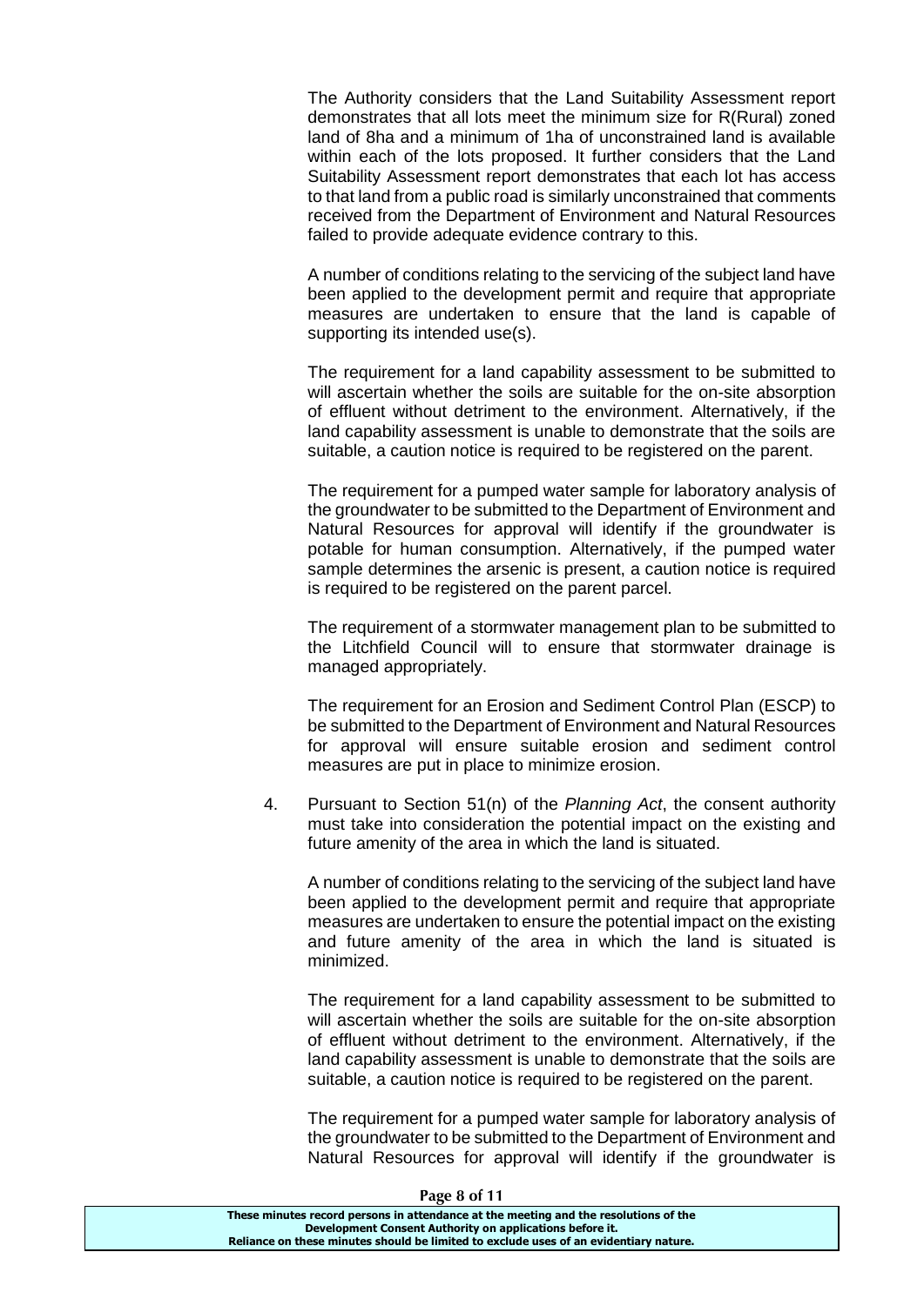The Authority considers that the Land Suitability Assessment report demonstrates that all lots meet the minimum size for R(Rural) zoned land of 8ha and a minimum of 1ha of unconstrained land is available within each of the lots proposed. It further considers that the Land Suitability Assessment report demonstrates that each lot has access to that land from a public road is similarly unconstrained that comments received from the Department of Environment and Natural Resources failed to provide adequate evidence contrary to this.

A number of conditions relating to the servicing of the subject land have been applied to the development permit and require that appropriate measures are undertaken to ensure that the land is capable of supporting its intended use(s).

The requirement for a land capability assessment to be submitted to will ascertain whether the soils are suitable for the on-site absorption of effluent without detriment to the environment. Alternatively, if the land capability assessment is unable to demonstrate that the soils are suitable, a caution notice is required to be registered on the parent.

The requirement for a pumped water sample for laboratory analysis of the groundwater to be submitted to the Department of Environment and Natural Resources for approval will identify if the groundwater is potable for human consumption. Alternatively, if the pumped water sample determines the arsenic is present, a caution notice is required is required to be registered on the parent parcel.

The requirement of a stormwater management plan to be submitted to the Litchfield Council will to ensure that stormwater drainage is managed appropriately.

The requirement for an Erosion and Sediment Control Plan (ESCP) to be submitted to the Department of Environment and Natural Resources for approval will ensure suitable erosion and sediment control measures are put in place to minimize erosion.

4. Pursuant to Section 51(n) of the *Planning Act*, the consent authority must take into consideration the potential impact on the existing and future amenity of the area in which the land is situated.

   A number of conditions relating to the servicing of the subject land have been applied to the development permit and require that appropriate measures are undertaken to ensure the potential impact on the existing and future amenity of the area in which the land is situated is minimized.

   The requirement for a land capability assessment to be submitted to will ascertain whether the soils are suitable for the on-site absorption of effluent without detriment to the environment. Alternatively, if the land capability assessment is unable to demonstrate that the soils are suitable, a caution notice is required to be registered on the parent.

   The requirement for a pumped water sample for laboratory analysis of the groundwater to be submitted to the Department of Environment and Natural Resources for approval will identify if the groundwater is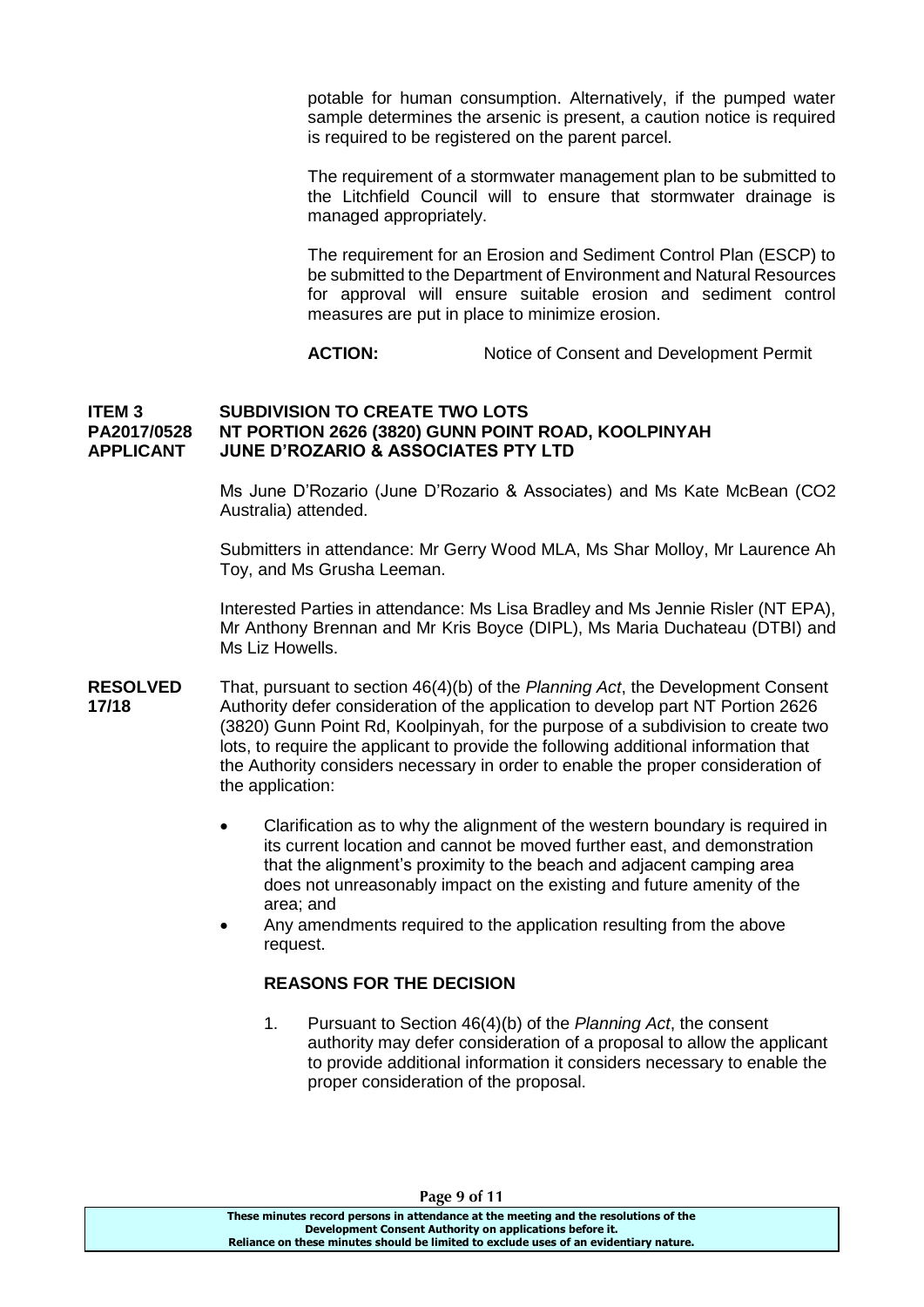potable for human consumption. Alternatively, if the pumped water sample determines the arsenic is present, a caution notice is required is required to be registered on the parent parcel.

The requirement of a stormwater management plan to be submitted to the Litchfield Council will to ensure that stormwater drainage is managed appropriately.

The requirement for an Erosion and Sediment Control Plan (ESCP) to be submitted to the Department of Environment and Natural Resources for approval will ensure suitable erosion and sediment control measures are put in place to minimize erosion.

**ACTION:** Notice of Consent and Development Permit

**ITEM 3 SUBDIVISION TO CREATE TWO LOTS**
**PA2017/0528 NT PORTION 2626 (3820) GUNN POINT ROAD, KOOLPINYAH**
**APPLICANT JUNE D'ROZARIO & ASSOCIATES PTY LTD**

Ms June D'Rozario (June D'Rozario & Associates) and Ms Kate McBean (CO2 Australia) attended.

Submitters in attendance: Mr Gerry Wood MLA, Ms Shar Molloy, Mr Laurence Ah Toy, and Ms Grusha Leeman.

Interested Parties in attendance: Ms Lisa Bradley and Ms Jennie Risler (NT EPA), Mr Anthony Brennan and Mr Kris Boyce (DIPL), Ms Maria Duchateau (DTBI) and Ms Liz Howells.

**RESOLVED 17/18**

That, pursuant to section 46(4)(b) of the *Planning Act*, the Development Consent Authority defer consideration of the application to develop part NT Portion 2626 (3820) Gunn Point Rd, Koolpinyah, for the purpose of a subdivision to create two lots, to require the applicant to provide the following additional information that the Authority considers necessary in order to enable the proper consideration of the application:

- Clarification as to why the alignment of the western boundary is required in its current location and cannot be moved further east, and demonstration that the alignment's proximity to the beach and adjacent camping area does not unreasonably impact on the existing and future amenity of the area; and
- Any amendments required to the application resulting from the above request.

**REASONS FOR THE DECISION**

1. Pursuant to Section 46(4)(b) of the *Planning Act*, the consent authority may defer consideration of a proposal to allow the applicant to provide additional information it considers necessary to enable the proper consideration of the proposal.

These minutes record persons in attendance at the meeting and the resolutions of the Development Consent Authority on applications before it.
Reliance on these minutes should be limited to exclude uses of an evidentiary nature.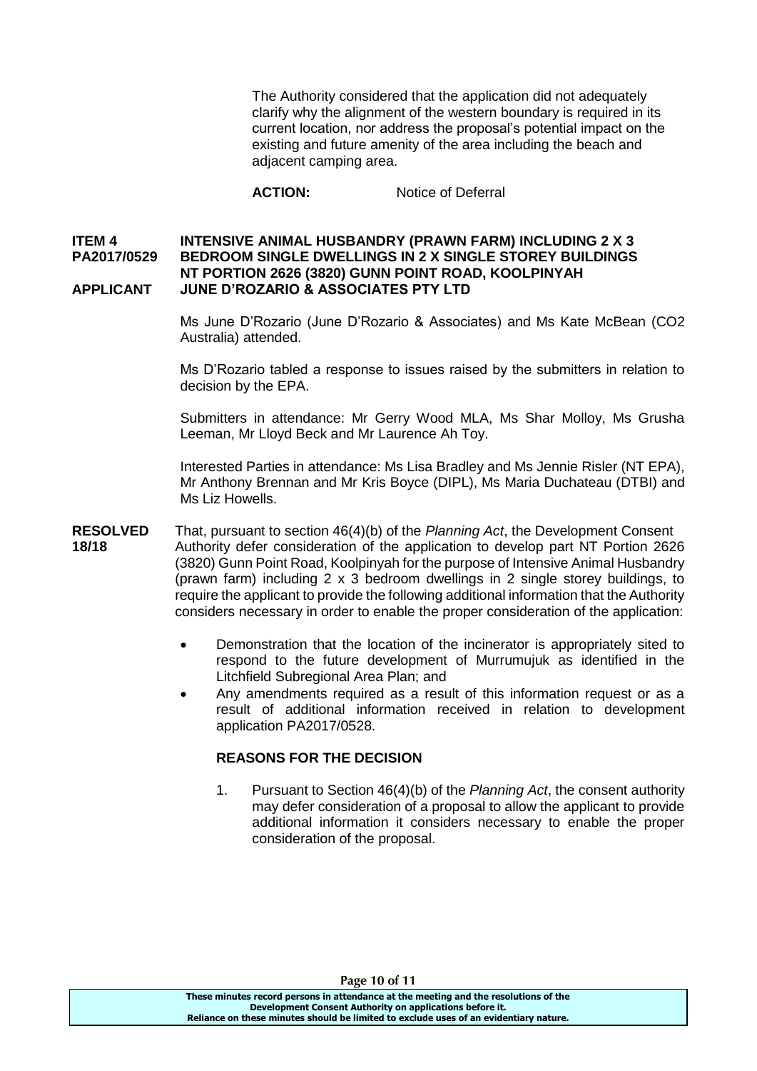The Authority considered that the application did not adequately clarify why the alignment of the western boundary is required in its current location, nor address the proposal's potential impact on the existing and future amenity of the area including the beach and adjacent camping area.

**ACTION:** Notice of Deferral

**ITEM 4 INTENSIVE ANIMAL HUSBANDRY (PRAWN FARM) INCLUDING 2 X 3**
**PA2017/0529 BEDROOM SINGLE DWELLINGS IN 2 X SINGLE STOREY BUILDINGS NT PORTION 2626 (3820) GUNN POINT ROAD, KOOLPINYAH**
**APPLICANT JUNE D'ROZARIO & ASSOCIATES PTY LTD**

Ms June D'Rozario (June D'Rozario & Associates) and Ms Kate McBean (CO2 Australia) attended.

Ms D'Rozario tabled a response to issues raised by the submitters in relation to decision by the EPA.

Submitters in attendance: Mr Gerry Wood MLA, Ms Shar Molloy, Ms Grusha Leeman, Mr Lloyd Beck and Mr Laurence Ah Toy.

Interested Parties in attendance: Ms Lisa Bradley and Ms Jennie Risler (NT EPA), Mr Anthony Brennan and Mr Kris Boyce (DIPL), Ms Maria Duchateau (DTBI) and Ms Liz Howells.

**RESOLVED 18/18**

That, pursuant to section 46(4)(b) of the *Planning Act*, the Development Consent Authority defer consideration of the application to develop part NT Portion 2626 (3820) Gunn Point Road, Koolpinyah for the purpose of Intensive Animal Husbandry (prawn farm) including 2 x 3 bedroom dwellings in 2 single storey buildings, to require the applicant to provide the following additional information that the Authority considers necessary in order to enable the proper consideration of the application:

- Demonstration that the location of the incinerator is appropriately sited to respond to the future development of Murrumujuk as identified in the Litchfield Subregional Area Plan; and
- Any amendments required as a result of this information request or as a result of additional information received in relation to development application PA2017/0528.

**REASONS FOR THE DECISION**

1. Pursuant to Section 46(4)(b) of the *Planning Act*, the consent authority may defer consideration of a proposal to allow the applicant to provide additional information it considers necessary to enable the proper consideration of the proposal.

These minutes record persons in attendance at the meeting and the resolutions of the Development Consent Authority on applications before it.
Reliance on these minutes should be limited to exclude uses of an evidentiary nature.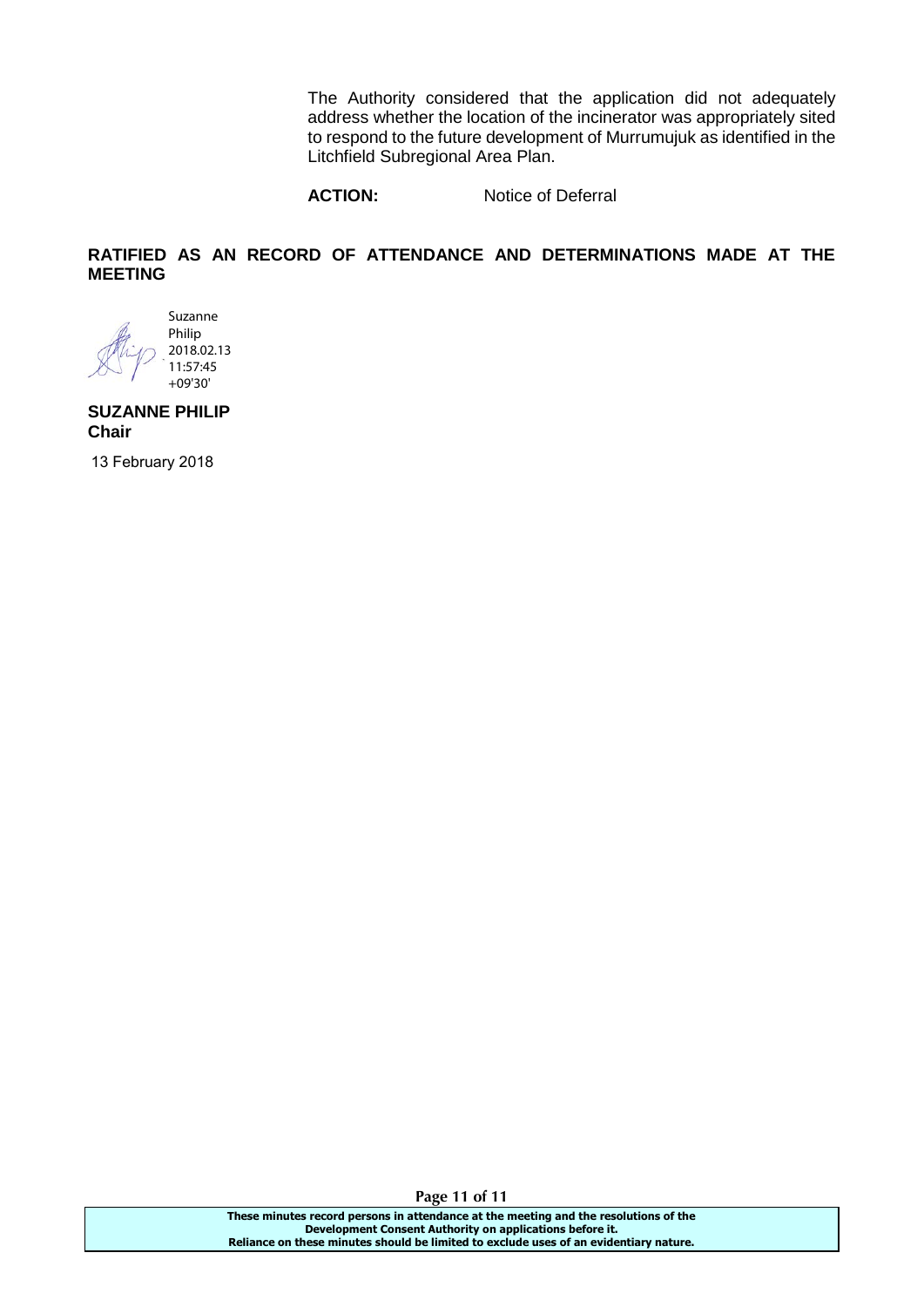The Authority considered that the application did not adequately address whether the location of the incinerator was appropriately sited to respond to the future development of Murrumujuk as identified in the Litchfield Subregional Area Plan.

**ACTION:** Notice of Deferral

**RATIFIED AS AN RECORD OF ATTENDANCE AND DETERMINATIONS MADE AT THE MEETING**

Suzanne Philip 2018.02.13 11:57:45 +09'30'

**SUZANNE PHILIP**
**Chair**

13 February 2018

**These minutes record persons in attendance at the meeting and the resolutions of the Development Consent Authority on applications before it.**
**Reliance on these minutes should be limited to exclude uses of an evidentiary nature.**